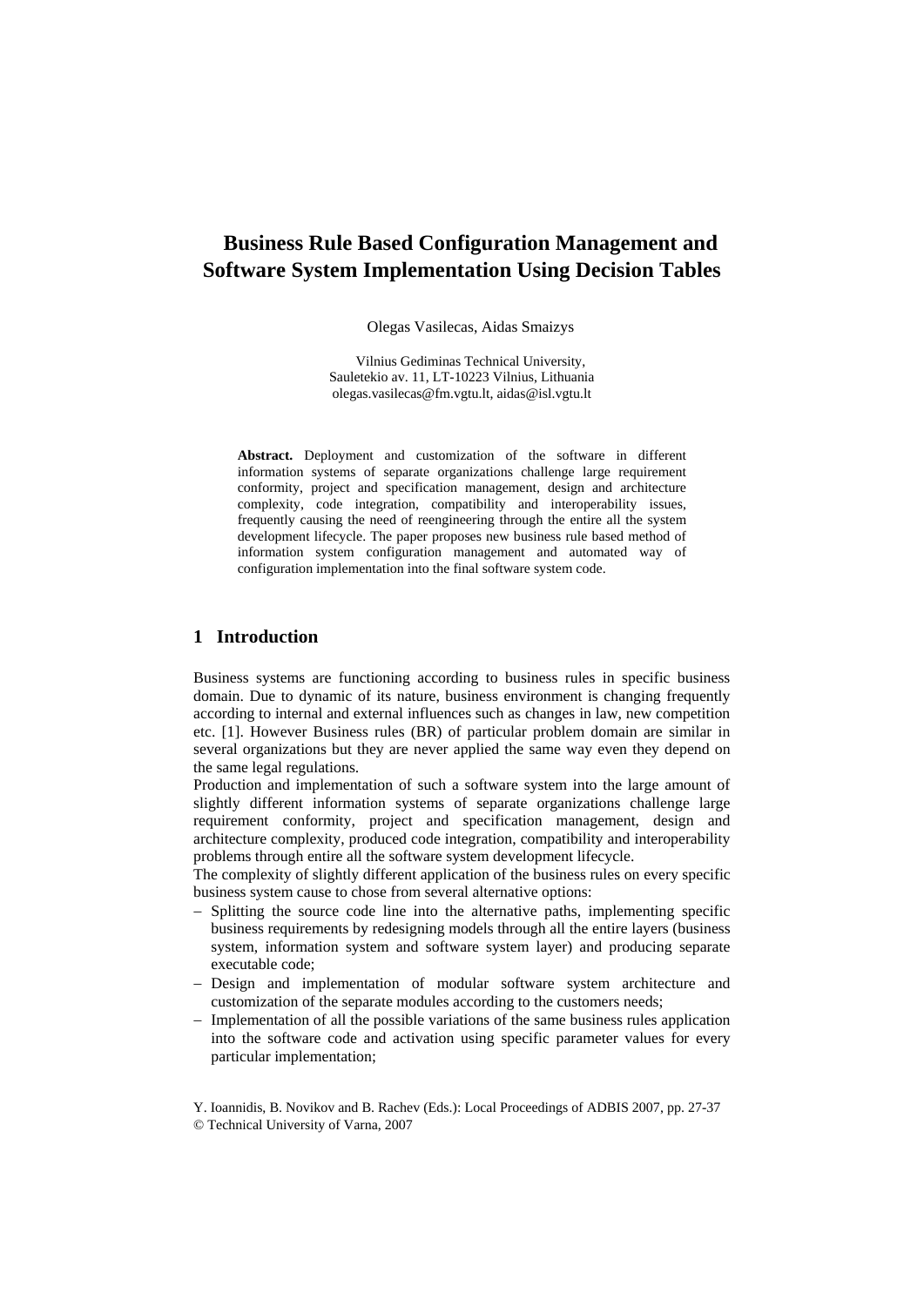# Business Rule Based Configuration Management and Software System Implementation Using Decision Tables

Olegas Vasilecas, Aidas Smaizys

Vilnius Gediminas Technical University,
Sauletekio av. 11, LT-10223 Vilnius, Lithuania
olegas.vasilecas@fm.vgtu.lt, aidas@isl.vgtu.lt

**Abstract.** Deployment and customization of the software in different information systems of separate organizations challenge large requirement conformity, project and specification management, design and architecture complexity, code integration, compatibility and interoperability issues, frequently causing the need of reengineering through the entire all the system development lifecycle. The paper proposes new business rule based method of information system configuration management and automated way of configuration implementation into the final software system code.

## 1 Introduction

Business systems are functioning according to business rules in specific business domain. Due to dynamic of its nature, business environment is changing frequently according to internal and external influences such as changes in law, new competition etc. [1]. However Business rules (BR) of particular problem domain are similar in several organizations but they are never applied the same way even they depend on the same legal regulations.

Production and implementation of such a software system into the large amount of slightly different information systems of separate organizations challenge large requirement conformity, project and specification management, design and architecture complexity, produced code integration, compatibility and interoperability problems through entire all the software system development lifecycle.

The complexity of slightly different application of the business rules on every specific business system cause to chose from several alternative options:

- Splitting the source code line into the alternative paths, implementing specific business requirements by redesigning models through all the entire layers (business system, information system and software system layer) and producing separate executable code;
- Design and implementation of modular software system architecture and customization of the separate modules according to the customers needs;
- Implementation of all the possible variations of the same business rules application into the software code and activation using specific parameter values for every particular implementation;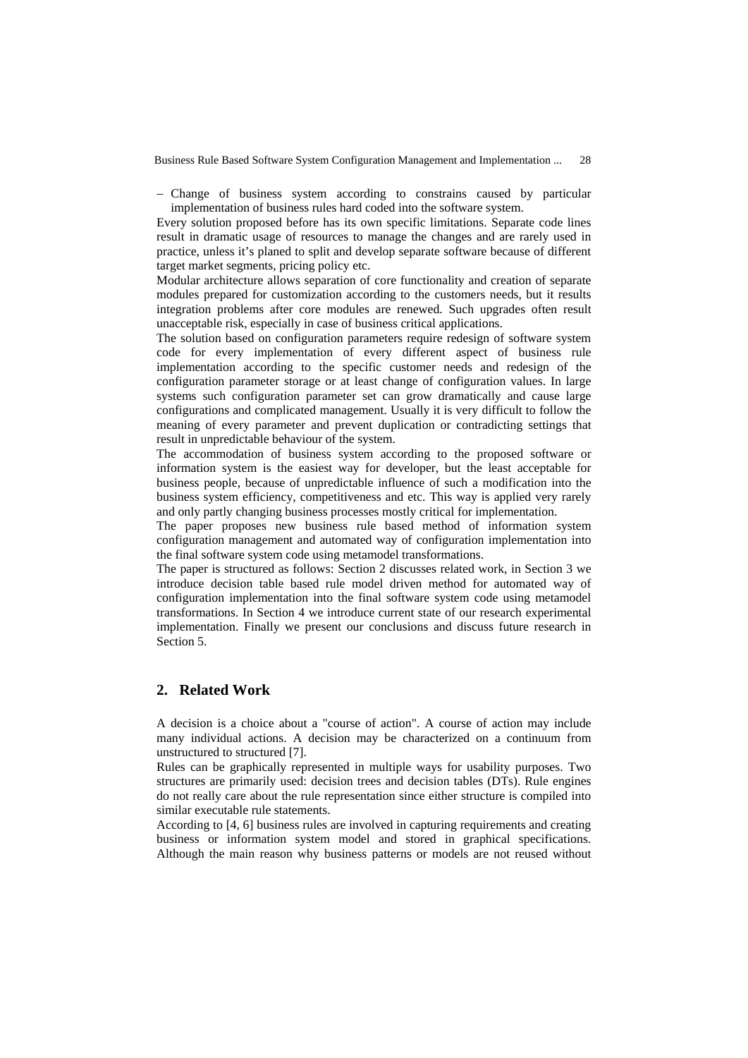- Change of business system according to constrains caused by particular implementation of business rules hard coded into the software system.

Every solution proposed before has its own specific limitations. Separate code lines result in dramatic usage of resources to manage the changes and are rarely used in practice, unless it's planed to split and develop separate software because of different target market segments, pricing policy etc.

Modular architecture allows separation of core functionality and creation of separate modules prepared for customization according to the customers needs, but it results integration problems after core modules are renewed. Such upgrades often result unacceptable risk, especially in case of business critical applications.

The solution based on configuration parameters require redesign of software system code for every implementation of every different aspect of business rule implementation according to the specific customer needs and redesign of the configuration parameter storage or at least change of configuration values. In large systems such configuration parameter set can grow dramatically and cause large configurations and complicated management. Usually it is very difficult to follow the meaning of every parameter and prevent duplication or contradicting settings that result in unpredictable behaviour of the system.

The accommodation of business system according to the proposed software or information system is the easiest way for developer, but the least acceptable for business people, because of unpredictable influence of such a modification into the business system efficiency, competitiveness and etc. This way is applied very rarely and only partly changing business processes mostly critical for implementation.

The paper proposes new business rule based method of information system configuration management and automated way of configuration implementation into the final software system code using metamodel transformations.

The paper is structured as follows: Section 2 discusses related work, in Section 3 we introduce decision table based rule model driven method for automated way of configuration implementation into the final software system code using metamodel transformations. In Section 4 we introduce current state of our research experimental implementation. Finally we present our conclusions and discuss future research in Section 5.

## 2. Related Work

A decision is a choice about a "course of action". A course of action may include many individual actions. A decision may be characterized on a continuum from unstructured to structured [7].

Rules can be graphically represented in multiple ways for usability purposes. Two structures are primarily used: decision trees and decision tables (DTs). Rule engines do not really care about the rule representation since either structure is compiled into similar executable rule statements.

According to [4, 6] business rules are involved in capturing requirements and creating business or information system model and stored in graphical specifications. Although the main reason why business patterns or models are not reused without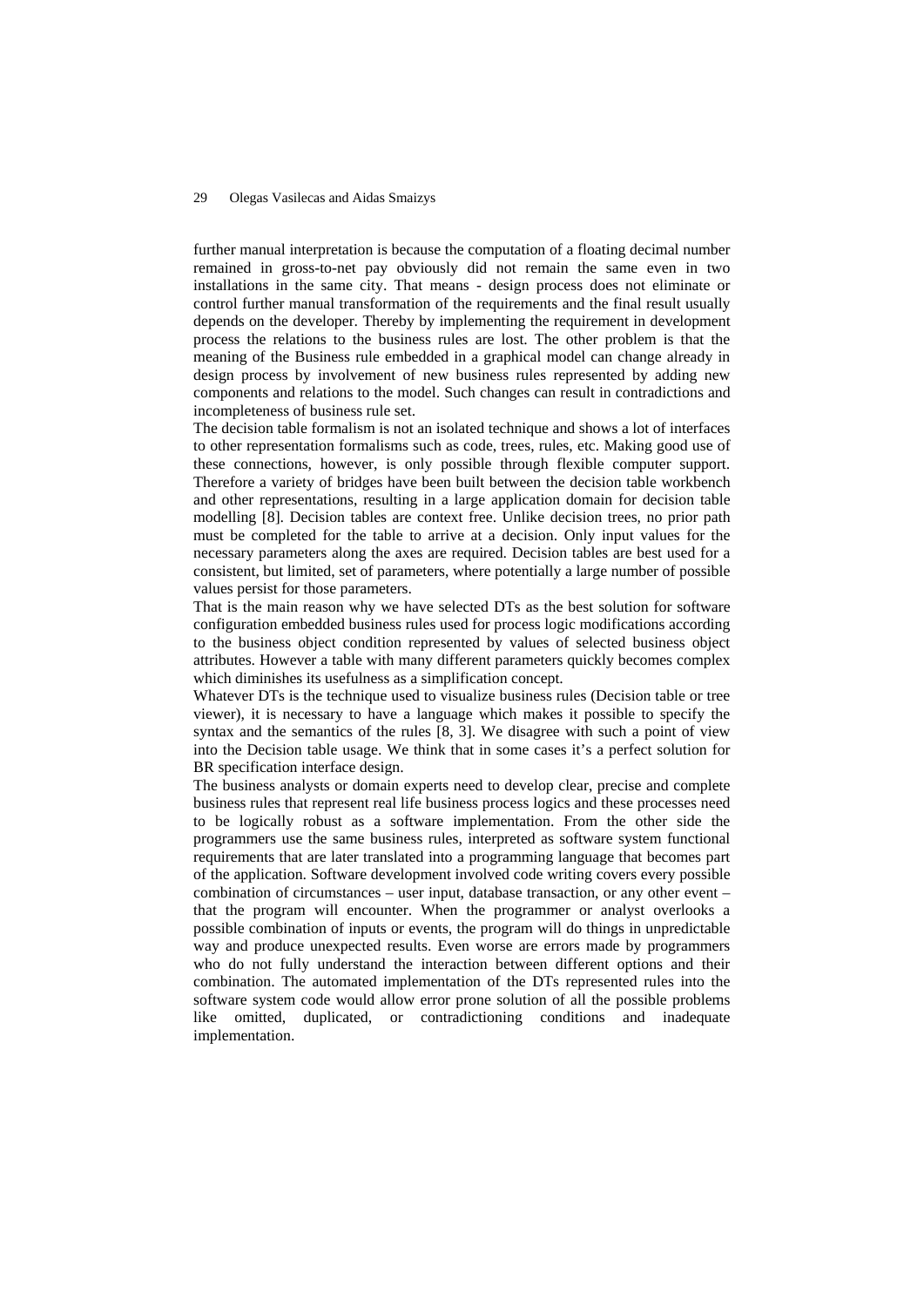further manual interpretation is because the computation of a floating decimal number remained in gross-to-net pay obviously did not remain the same even in two installations in the same city. That means - design process does not eliminate or control further manual transformation of the requirements and the final result usually depends on the developer. Thereby by implementing the requirement in development process the relations to the business rules are lost. The other problem is that the meaning of the Business rule embedded in a graphical model can change already in design process by involvement of new business rules represented by adding new components and relations to the model. Such changes can result in contradictions and incompleteness of business rule set.

The decision table formalism is not an isolated technique and shows a lot of interfaces to other representation formalisms such as code, trees, rules, etc. Making good use of these connections, however, is only possible through flexible computer support. Therefore a variety of bridges have been built between the decision table workbench and other representations, resulting in a large application domain for decision table modelling [8]. Decision tables are context free. Unlike decision trees, no prior path must be completed for the table to arrive at a decision. Only input values for the necessary parameters along the axes are required. Decision tables are best used for a consistent, but limited, set of parameters, where potentially a large number of possible values persist for those parameters.

That is the main reason why we have selected DTs as the best solution for software configuration embedded business rules used for process logic modifications according to the business object condition represented by values of selected business object attributes. However a table with many different parameters quickly becomes complex which diminishes its usefulness as a simplification concept.

Whatever DTs is the technique used to visualize business rules (Decision table or tree viewer), it is necessary to have a language which makes it possible to specify the syntax and the semantics of the rules [8, 3]. We disagree with such a point of view into the Decision table usage. We think that in some cases it's a perfect solution for BR specification interface design.

The business analysts or domain experts need to develop clear, precise and complete business rules that represent real life business process logics and these processes need to be logically robust as a software implementation. From the other side the programmers use the same business rules, interpreted as software system functional requirements that are later translated into a programming language that becomes part of the application. Software development involved code writing covers every possible combination of circumstances – user input, database transaction, or any other event – that the program will encounter. When the programmer or analyst overlooks a possible combination of inputs or events, the program will do things in unpredictable way and produce unexpected results. Even worse are errors made by programmers who do not fully understand the interaction between different options and their combination. The automated implementation of the DTs represented rules into the software system code would allow error prone solution of all the possible problems like omitted, duplicated, or contradictioning conditions and inadequate implementation.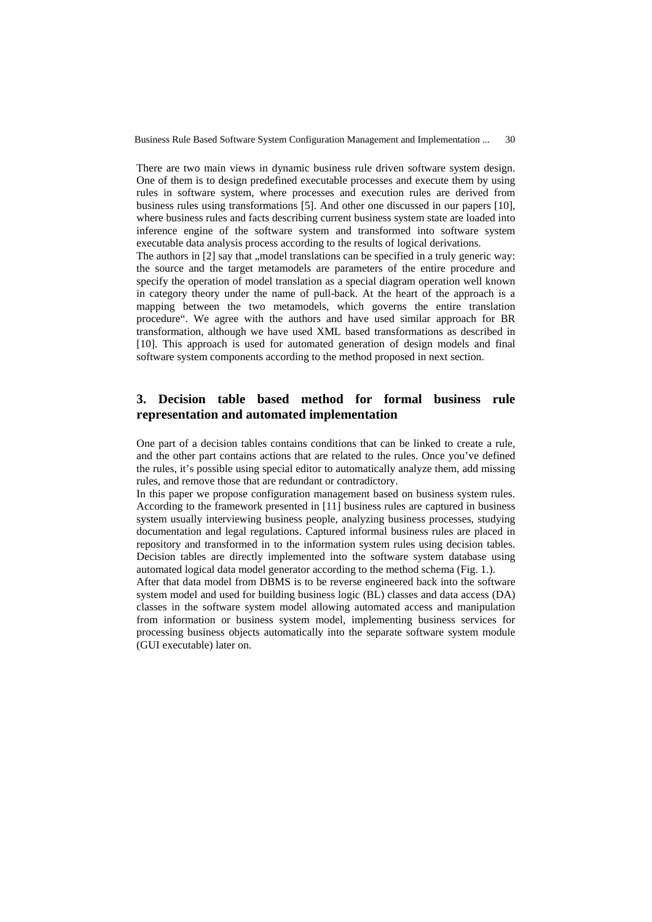There are two main views in dynamic business rule driven software system design. One of them is to design predefined executable processes and execute them by using rules in software system, where processes and execution rules are derived from business rules using transformations [5]. And other one discussed in our papers [10], where business rules and facts describing current business system state are loaded into inference engine of the software system and transformed into software system executable data analysis process according to the results of logical derivations.

The authors in [2] say that „model translations can be specified in a truly generic way: the source and the target metamodels are parameters of the entire procedure and specify the operation of model translation as a special diagram operation well known in category theory under the name of pull-back. At the heart of the approach is a mapping between the two metamodels, which governs the entire translation procedure". We agree with the authors and have used similar approach for BR transformation, although we have used XML based transformations as described in [10]. This approach is used for automated generation of design models and final software system components according to the method proposed in next section.

## 3. Decision table based method for formal business rule representation and automated implementation

One part of a decision tables contains conditions that can be linked to create a rule, and the other part contains actions that are related to the rules. Once you've defined the rules, it's possible using special editor to automatically analyze them, add missing rules, and remove those that are redundant or contradictory.

In this paper we propose configuration management based on business system rules. According to the framework presented in [11] business rules are captured in business system usually interviewing business people, analyzing business processes, studying documentation and legal regulations. Captured informal business rules are placed in repository and transformed in to the information system rules using decision tables. Decision tables are directly implemented into the software system database using automated logical data model generator according to the method schema (Fig. 1.).

After that data model from DBMS is to be reverse engineered back into the software system model and used for building business logic (BL) classes and data access (DA) classes in the software system model allowing automated access and manipulation from information or business system model, implementing business services for processing business objects automatically into the separate software system module (GUI executable) later on.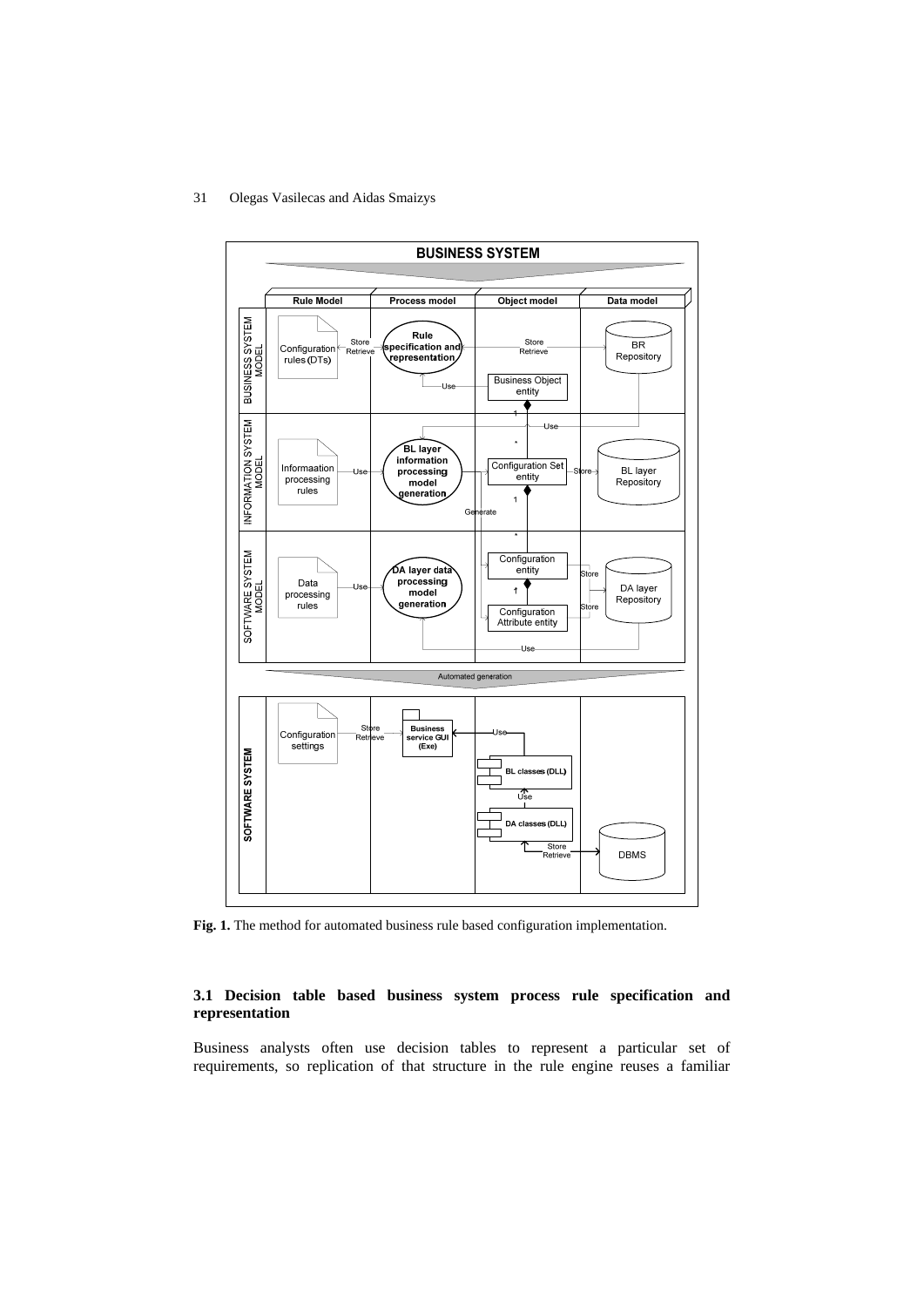**Fig. 1.** The method for automated business rule based configuration implementation.

### 3.1 Decision table based business system process rule specification and representation

Business analysts often use decision tables to represent a particular set of requirements, so replication of that structure in the rule engine reuses a familiar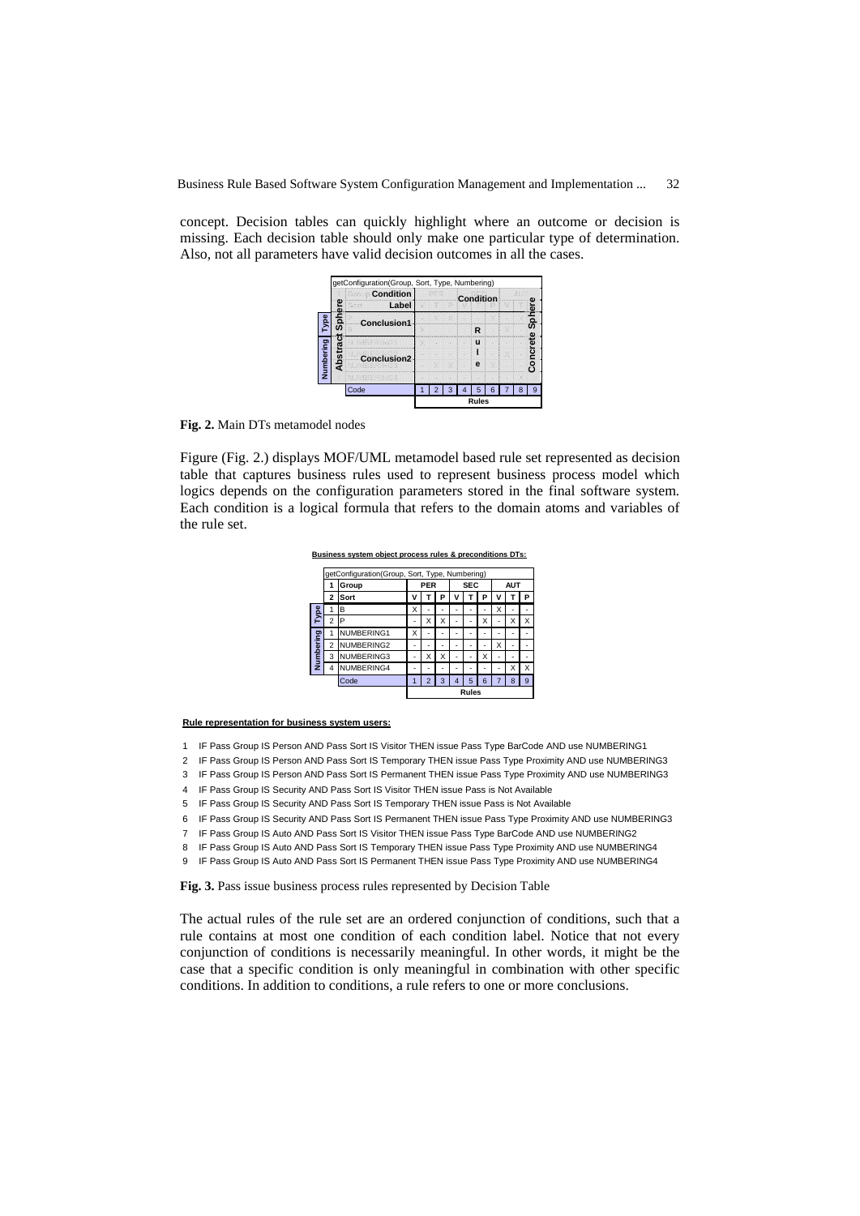concept. Decision tables can quickly highlight where an outcome or decision is missing. Each decision table should only make one particular type of determination. Also, not all parameters have valid decision outcomes in all the cases.

| | | getConfiguration(Group, Sort, Type, Numbering) | | | | | | | | | | |
|---|---|---|---|---|---|---|---|---|---|---|---|---|
| Abstract Sphere | | Condition Label | Condition | | | | | | | | | Concrete Sphere |
| Type | | Conclusion1 | | | | | Rule | | | | | |
| Numbering | | Conclusion2 | | | | | | | | | | |
| | | Code | 1 | 2 | 3 | 4 | 5 | 6 | 7 | 8 | 9 | |
| | | | Rules | | | | | | | | | |

**Fig. 2.** Main DTs metamodel nodes

Figure (Fig. 2.) displays MOF/UML metamodel based rule set represented as decision table that captures business rules used to represent business process model which logics depends on the configuration parameters stored in the final software system. Each condition is a logical formula that refers to the domain atoms and variables of the rule set.

**Business system object process rules & preconditions DTs:**

| getConfiguration(Group, Sort, Type, Numbering) | | | | | | | | | | | |
|---|---|---|---|---|---|---|---|---|---|---|---|
| | 1 | Group | PER | | | SEC | | | AUT | | |
| | 2 | Sort | V | T | P | V | T | P | V | T | P |
| Type | 1 | B | X | - | - | - | - | - | X | - | - |
| Type | 2 | P | - | X | X | - | - | X | - | X | X |
| Numbering | 1 | NUMBERING1 | X | - | - | - | - | - | - | - | - |
| Numbering | 2 | NUMBERING2 | - | - | - | - | - | - | X | - | - |
| Numbering | 3 | NUMBERING3 | - | X | X | - | - | X | - | - | - |
| Numbering | 4 | NUMBERING4 | - | - | - | - | - | - | - | X | X |
| | | Code | 1 | 2 | 3 | 4 | 5 | 6 | 7 | 8 | 9 |
| | | | Rules | | | | | | | | |

**Rule representation for business system users:**

1 IF Pass Group IS Person AND Pass Sort IS Visitor THEN issue Pass Type BarCode AND use NUMBERING1

2 IF Pass Group IS Person AND Pass Sort IS Temporary THEN issue Pass Type Proximity AND use NUMBERING3

3 IF Pass Group IS Person AND Pass Sort IS Permanent THEN issue Pass Type Proximity AND use NUMBERING3

4 IF Pass Group IS Security AND Pass Sort IS Visitor THEN issue Pass is Not Available

5 IF Pass Group IS Security AND Pass Sort IS Temporary THEN issue Pass is Not Available

6 IF Pass Group IS Security AND Pass Sort IS Permanent THEN issue Pass Type Proximity AND use NUMBERING3

7 IF Pass Group IS Auto AND Pass Sort IS Visitor THEN issue Pass Type BarCode AND use NUMBERING2

8 IF Pass Group IS Auto AND Pass Sort IS Temporary THEN issue Pass Type Proximity AND use NUMBERING4

9 IF Pass Group IS Auto AND Pass Sort IS Permanent THEN issue Pass Type Proximity AND use NUMBERING4

**Fig. 3.** Pass issue business process rules represented by Decision Table

The actual rules of the rule set are an ordered conjunction of conditions, such that a rule contains at most one condition of each condition label. Notice that not every conjunction of conditions is necessarily meaningful. In other words, it might be the case that a specific condition is only meaningful in combination with other specific conditions. In addition to conditions, a rule refers to one or more conclusions.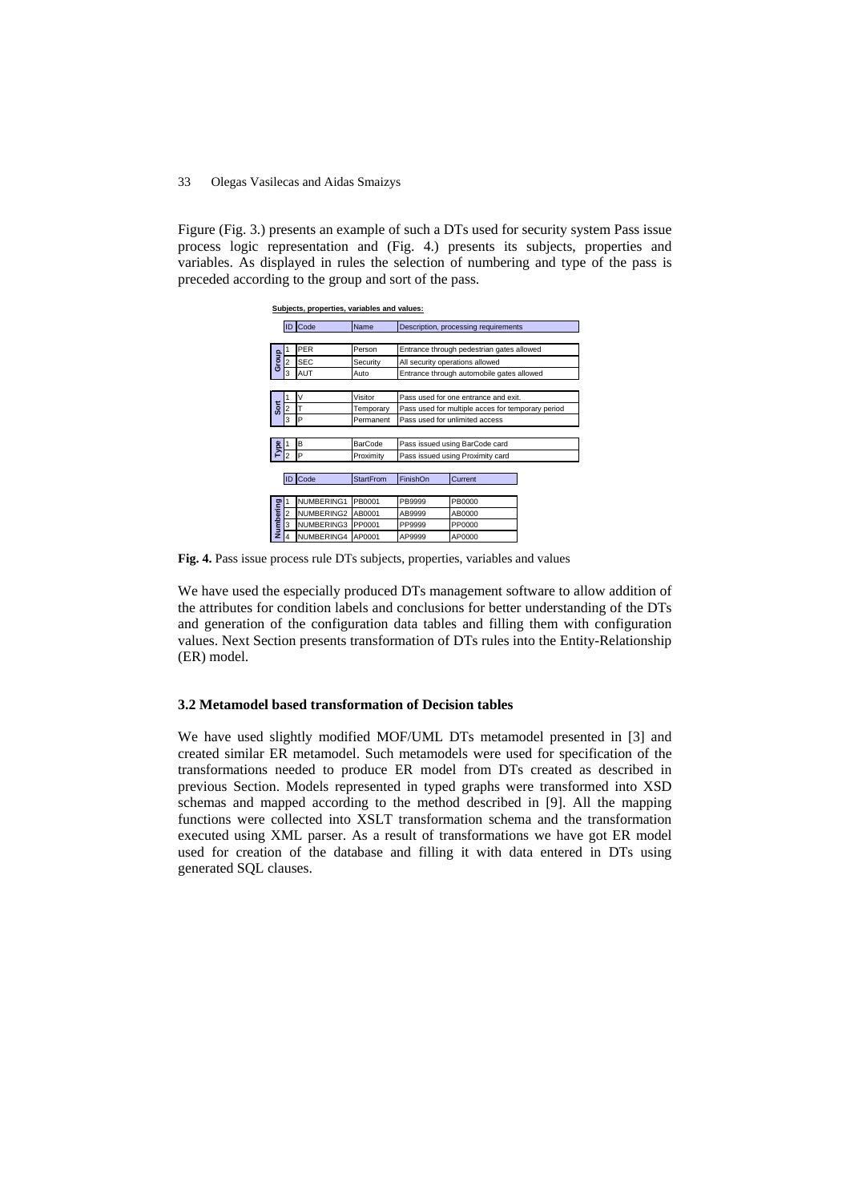Figure (Fig. 3.) presents an example of such a DTs used for security system Pass issue process logic representation and (Fig. 4.) presents its subjects, properties and variables. As displayed in rules the selection of numbering and type of the pass is preceded according to the group and sort of the pass.

**Subjects, properties, variables and values:**

| | ID | Code | Name | Description, processing requirements |
|---|---|---|---|---|
| Group | 1 | PER | Person | Entrance through pedestrian gates allowed |
| | 2 | SEC | Security | All security operations allowed |
| | 3 | AUT | Auto | Entrance through automobile gates allowed |
| Sort | 1 | V | Visitor | Pass used for one entrance and exit. |
| | 2 | T | Temporary | Pass used for multiple acces for temporary period |
| | 3 | P | Permanent | Pass used for unlimited access |
| Type | 1 | B | BarCode | Pass issued using BarCode card |
| | 2 | P | Proximity | Pass issued using Proximity card |

| | ID | Code | StartFrom | FinishOn | Current |
|---|---|---|---|---|---|
| Numbering | 1 | NUMBERING1 | PB0001 | PB9999 | PB0000 |
| | 2 | NUMBERING2 | AB0001 | AB9999 | AB0000 |
| | 3 | NUMBERING3 | PP0001 | PP9999 | PP0000 |
| | 4 | NUMBERING4 | AP0001 | AP9999 | AP0000 |

**Fig. 4.** Pass issue process rule DTs subjects, properties, variables and values

We have used the especially produced DTs management software to allow addition of the attributes for condition labels and conclusions for better understanding of the DTs and generation of the configuration data tables and filling them with configuration values. Next Section presents transformation of DTs rules into the Entity-Relationship (ER) model.

### 3.2 Metamodel based transformation of Decision tables

We have used slightly modified MOF/UML DTs metamodel presented in [3] and created similar ER metamodel. Such metamodels were used for specification of the transformations needed to produce ER model from DTs created as described in previous Section. Models represented in typed graphs were transformed into XSD schemas and mapped according to the method described in [9]. All the mapping functions were collected into XSLT transformation schema and the transformation executed using XML parser. As a result of transformations we have got ER model used for creation of the database and filling it with data entered in DTs using generated SQL clauses.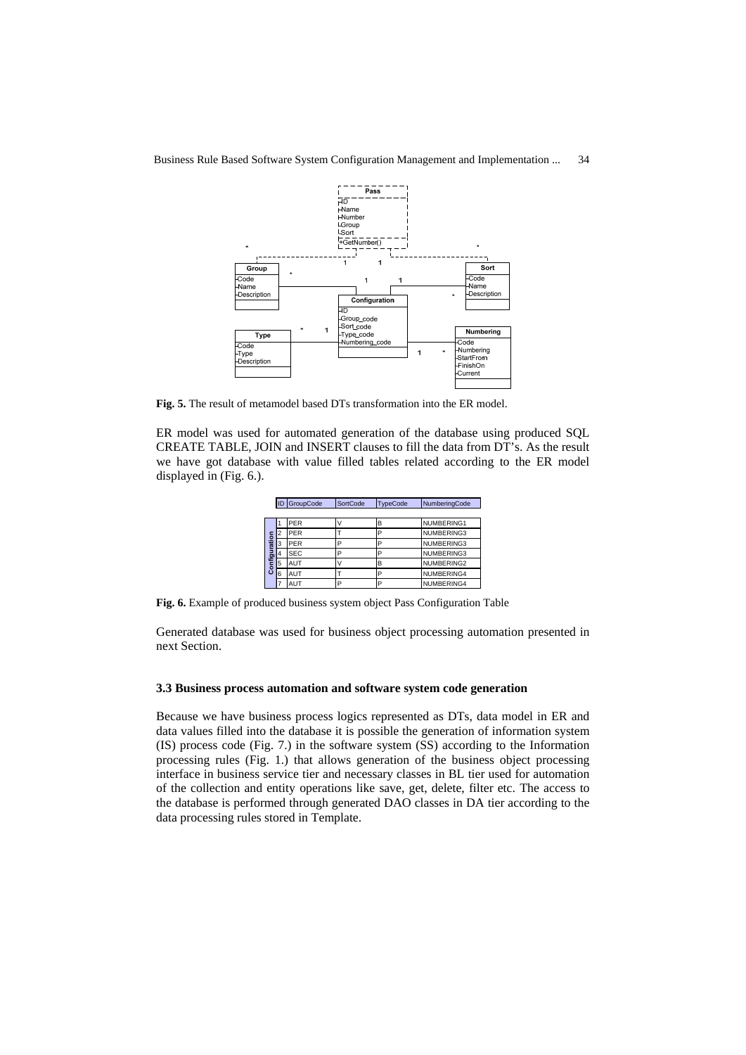Fig. 5. The result of metamodel based DTs transformation into the ER model.

ER model was used for automated generation of the database using produced SQL CREATE TABLE, JOIN and INSERT clauses to fill the data from DT's. As the result we have got database with value filled tables related according to the ER model displayed in (Fig. 6.).

| | ID | GroupCode | SortCode | TypeCode | NumberingCode |
|---|---|---|---|---|---|
| Configuration | 1 | PER | V | B | NUMBERING1 |
| | 2 | PER | T | P | NUMBERING3 |
| | 3 | PER | P | P | NUMBERING3 |
| | 4 | SEC | P | P | NUMBERING3 |
| | 5 | AUT | V | B | NUMBERING2 |
| | 6 | AUT | T | P | NUMBERING4 |
| | 7 | AUT | P | P | NUMBERING4 |

**Fig. 6.** Example of produced business system object Pass Configuration Table

Generated database was used for business object processing automation presented in next Section.

### 3.3 Business process automation and software system code generation

Because we have business process logics represented as DTs, data model in ER and data values filled into the database it is possible the generation of information system (IS) process code (Fig. 7.) in the software system (SS) according to the Information processing rules (Fig. 1.) that allows generation of the business object processing interface in business service tier and necessary classes in BL tier used for automation of the collection and entity operations like save, get, delete, filter etc. The access to the database is performed through generated DAO classes in DA tier according to the data processing rules stored in Template.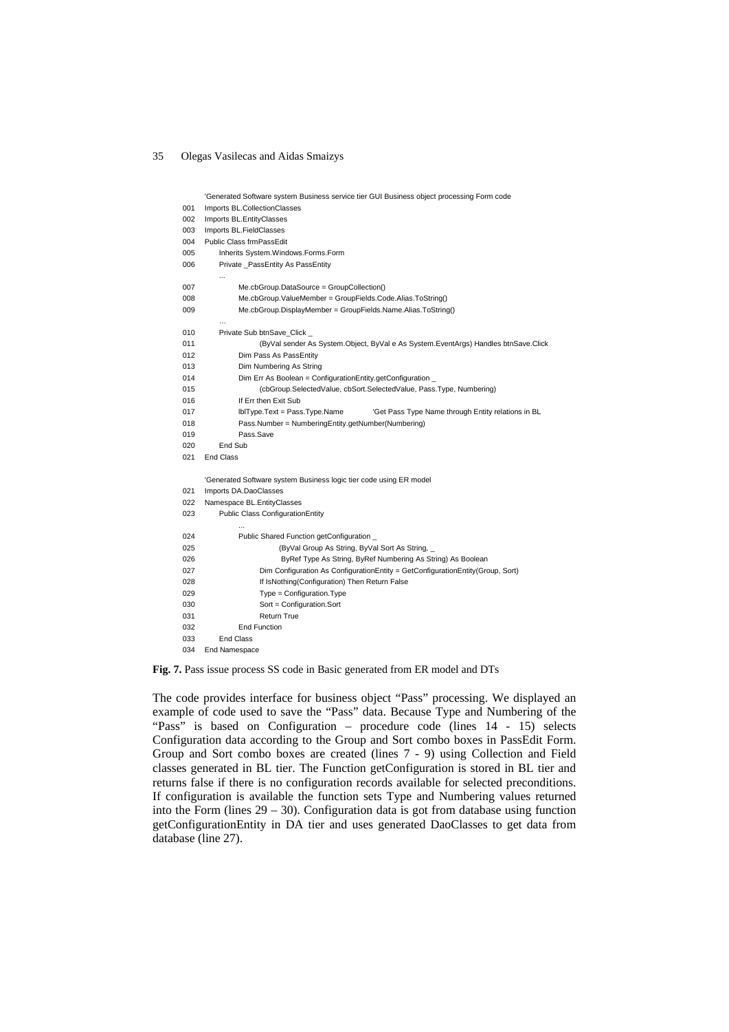```
    'Generated Software system Business service tier GUI Business object processing Form code
001  Imports BL.CollectionClasses
002  Imports BL.EntityClasses
003  Imports BL.FieldClasses
004  Public Class frmPassEdit
005      Inherits System.Windows.Forms.Form
006      Private _PassEntity As PassEntity
         ...
007          Me.cbGroup.DataSource = GroupCollection()
008          Me.cbGroup.ValueMember = GroupFields.Code.Alias.ToString()
009          Me.cbGroup.DisplayMember = GroupFields.Name.Alias.ToString()
         …
010      Private Sub btnSave_Click _
011              (ByVal sender As System.Object, ByVal e As System.EventArgs) Handles btnSave.Click
012          Dim Pass As PassEntity
013          Dim Numbering As String
014          Dim Err As Boolean = ConfigurationEntity.getConfiguration _
015              (cbGroup.SelectedValue, cbSort.SelectedValue, Pass.Type, Numbering)
016          If Err then Exit Sub
017          lblType.Text = Pass.Type.Name         'Get Pass Type Name through Entity relations in BL
018          Pass.Number = NumberingEntity.getNumber(Numbering)
019          Pass.Save
020      End Sub
021  End Class

    'Generated Software system Business logic tier code using ER model
021  Imports DA.DaoClasses
022  Namespace BL.EntityClasses
023      Public Class ConfigurationEntity
             ...
024          Public Shared Function getConfiguration _
025                  (ByVal Group As String, ByVal Sort As String, _
026                   ByRef Type As String, ByRef Numbering As String) As Boolean
027              Dim Configuration As ConfigurationEntity = GetConfigurationEntity(Group, Sort)
028              If IsNothing(Configuration) Then Return False
029              Type = Configuration.Type
030              Sort = Configuration.Sort
031              Return True
032          End Function
033      End Class
034  End Namespace
```

**Fig. 7.** Pass issue process SS code in Basic generated from ER model and DTs

The code provides interface for business object "Pass" processing. We displayed an example of code used to save the "Pass" data. Because Type and Numbering of the "Pass" is based on Configuration – procedure code (lines 14 - 15) selects Configuration data according to the Group and Sort combo boxes in PassEdit Form. Group and Sort combo boxes are created (lines 7 - 9) using Collection and Field classes generated in BL tier. The Function getConfiguration is stored in BL tier and returns false if there is no configuration records available for selected preconditions. If configuration is available the function sets Type and Numbering values returned into the Form (lines 29 – 30). Configuration data is got from database using function getConfigurationEntity in DA tier and uses generated DaoClasses to get data from database (line 27).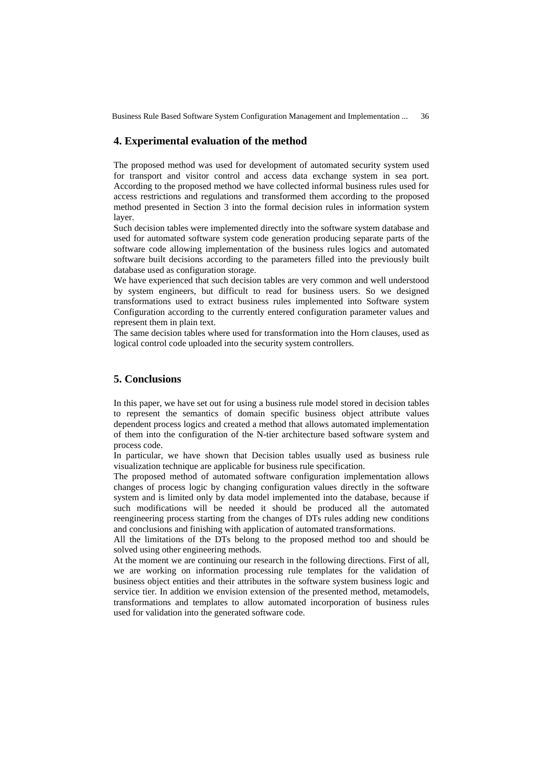## 4. Experimental evaluation of the method

The proposed method was used for development of automated security system used for transport and visitor control and access data exchange system in sea port. According to the proposed method we have collected informal business rules used for access restrictions and regulations and transformed them according to the proposed method presented in Section 3 into the formal decision rules in information system layer.

Such decision tables were implemented directly into the software system database and used for automated software system code generation producing separate parts of the software code allowing implementation of the business rules logics and automated software built decisions according to the parameters filled into the previously built database used as configuration storage.

We have experienced that such decision tables are very common and well understood by system engineers, but difficult to read for business users. So we designed transformations used to extract business rules implemented into Software system Configuration according to the currently entered configuration parameter values and represent them in plain text.

The same decision tables where used for transformation into the Horn clauses, used as logical control code uploaded into the security system controllers.

## 5. Conclusions

In this paper, we have set out for using a business rule model stored in decision tables to represent the semantics of domain specific business object attribute values dependent process logics and created a method that allows automated implementation of them into the configuration of the N-tier architecture based software system and process code.

In particular, we have shown that Decision tables usually used as business rule visualization technique are applicable for business rule specification.

The proposed method of automated software configuration implementation allows changes of process logic by changing configuration values directly in the software system and is limited only by data model implemented into the database, because if such modifications will be needed it should be produced all the automated reengineering process starting from the changes of DTs rules adding new conditions and conclusions and finishing with application of automated transformations.

All the limitations of the DTs belong to the proposed method too and should be solved using other engineering methods.

At the moment we are continuing our research in the following directions. First of all, we are working on information processing rule templates for the validation of business object entities and their attributes in the software system business logic and service tier. In addition we envision extension of the presented method, metamodels, transformations and templates to allow automated incorporation of business rules used for validation into the generated software code.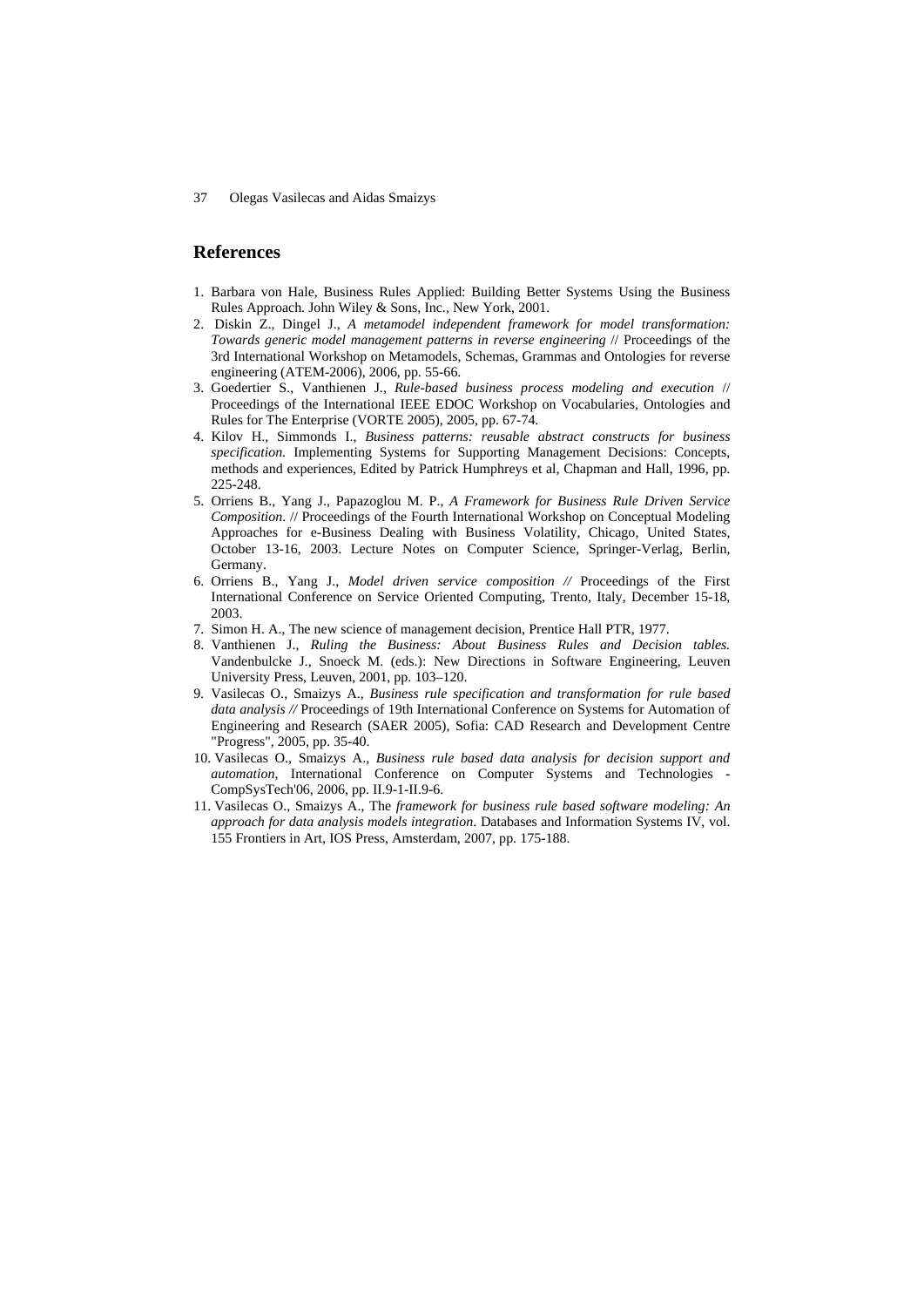## References

1. Barbara von Hale, Business Rules Applied: Building Better Systems Using the Business Rules Approach. John Wiley & Sons, Inc., New York, 2001.
2. Diskin Z., Dingel J., *A metamodel independent framework for model transformation: Towards generic model management patterns in reverse engineering* // Proceedings of the 3rd International Workshop on Metamodels, Schemas, Grammas and Ontologies for reverse engineering (ATEM-2006), 2006, pp. 55-66.
3. Goedertier S., Vanthienen J., *Rule-based business process modeling and execution* // Proceedings of the International IEEE EDOC Workshop on Vocabularies, Ontologies and Rules for The Enterprise (VORTE 2005), 2005, pp. 67-74.
4. Kilov H., Simmonds I., *Business patterns: reusable abstract constructs for business specification.* Implementing Systems for Supporting Management Decisions: Concepts, methods and experiences, Edited by Patrick Humphreys et al, Chapman and Hall, 1996, pp. 225-248.
5. Orriens B., Yang J., Papazoglou M. P., *A Framework for Business Rule Driven Service Composition*. // Proceedings of the Fourth International Workshop on Conceptual Modeling Approaches for e-Business Dealing with Business Volatility, Chicago, United States, October 13-16, 2003. Lecture Notes on Computer Science, Springer-Verlag, Berlin, Germany.
6. Orriens B., Yang J., *Model driven service composition //* Proceedings of the First International Conference on Service Oriented Computing, Trento, Italy, December 15-18, 2003.
7. Simon H. A., The new science of management decision, Prentice Hall PTR, 1977.
8. Vanthienen J., *Ruling the Business: About Business Rules and Decision tables.* Vandenbulcke J., Snoeck M. (eds.): New Directions in Software Engineering, Leuven University Press, Leuven, 2001, pp. 103–120.
9. Vasilecas O., Smaizys A., *Business rule specification and transformation for rule based data analysis //* Proceedings of 19th International Conference on Systems for Automation of Engineering and Research (SAER 2005), Sofia: CAD Research and Development Centre "Progress", 2005, pp. 35-40.
10. Vasilecas O., Smaizys A., *Business rule based data analysis for decision support and automation,* International Conference on Computer Systems and Technologies - CompSysTech'06, 2006, pp. II.9-1-II.9-6.
11. Vasilecas O., Smaizys A., The *framework for business rule based software modeling: An approach for data analysis models integration.* Databases and Information Systems IV, vol. 155 Frontiers in Art, IOS Press, Amsterdam, 2007, pp. 175-188.